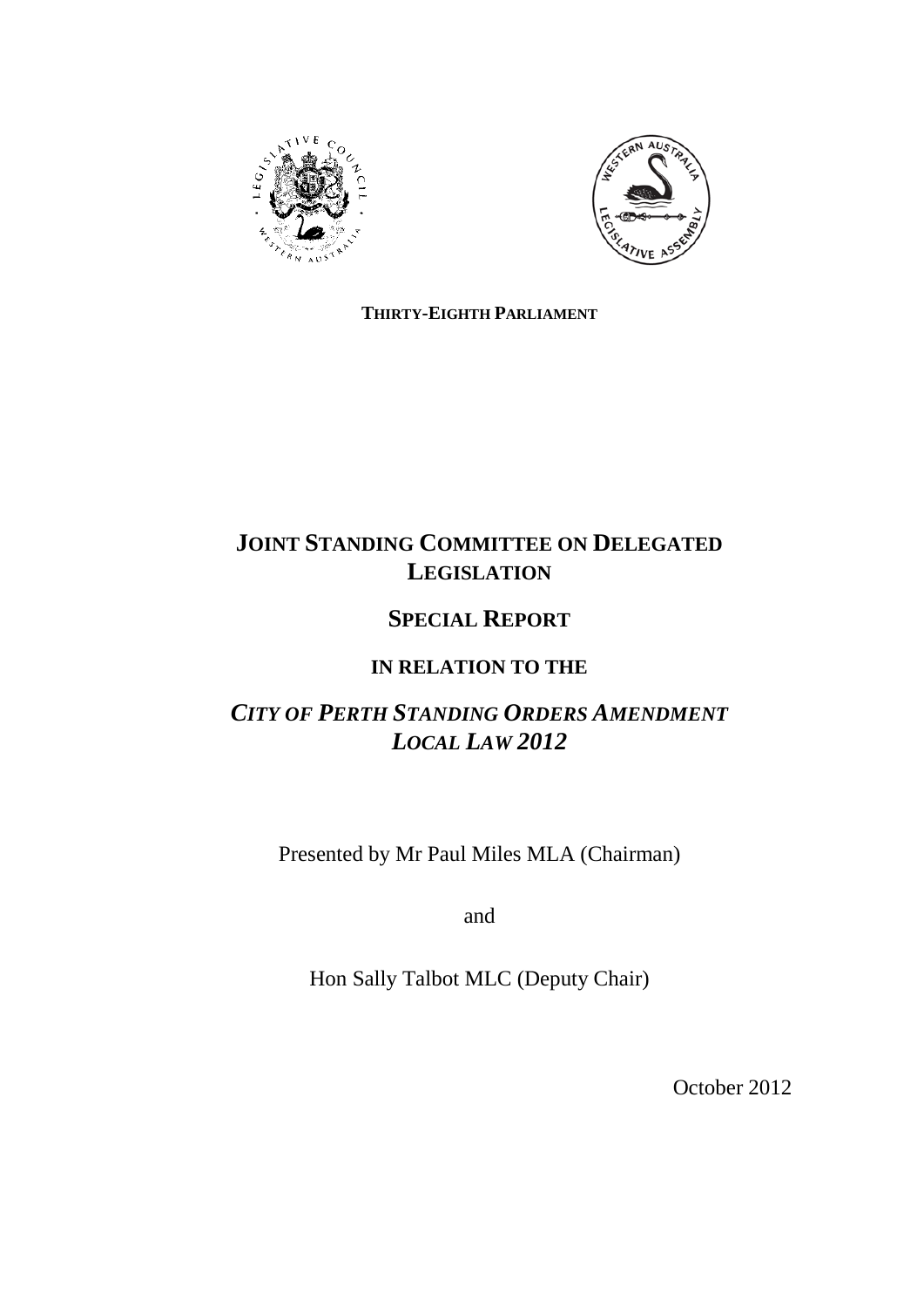**THIRTY-EIGHTH PARLIAMENT**

# JOINT STANDING COMMITTEE ON DELEGATED LEGISLATION

## SPECIAL REPORT

### IN RELATION TO THE

## *CITY OF PERTH STANDING ORDERS AMENDMENT LOCAL LAW 2012*

Presented by Mr Paul Miles MLA (Chairman)

and

Hon Sally Talbot MLC (Deputy Chair)

October 2012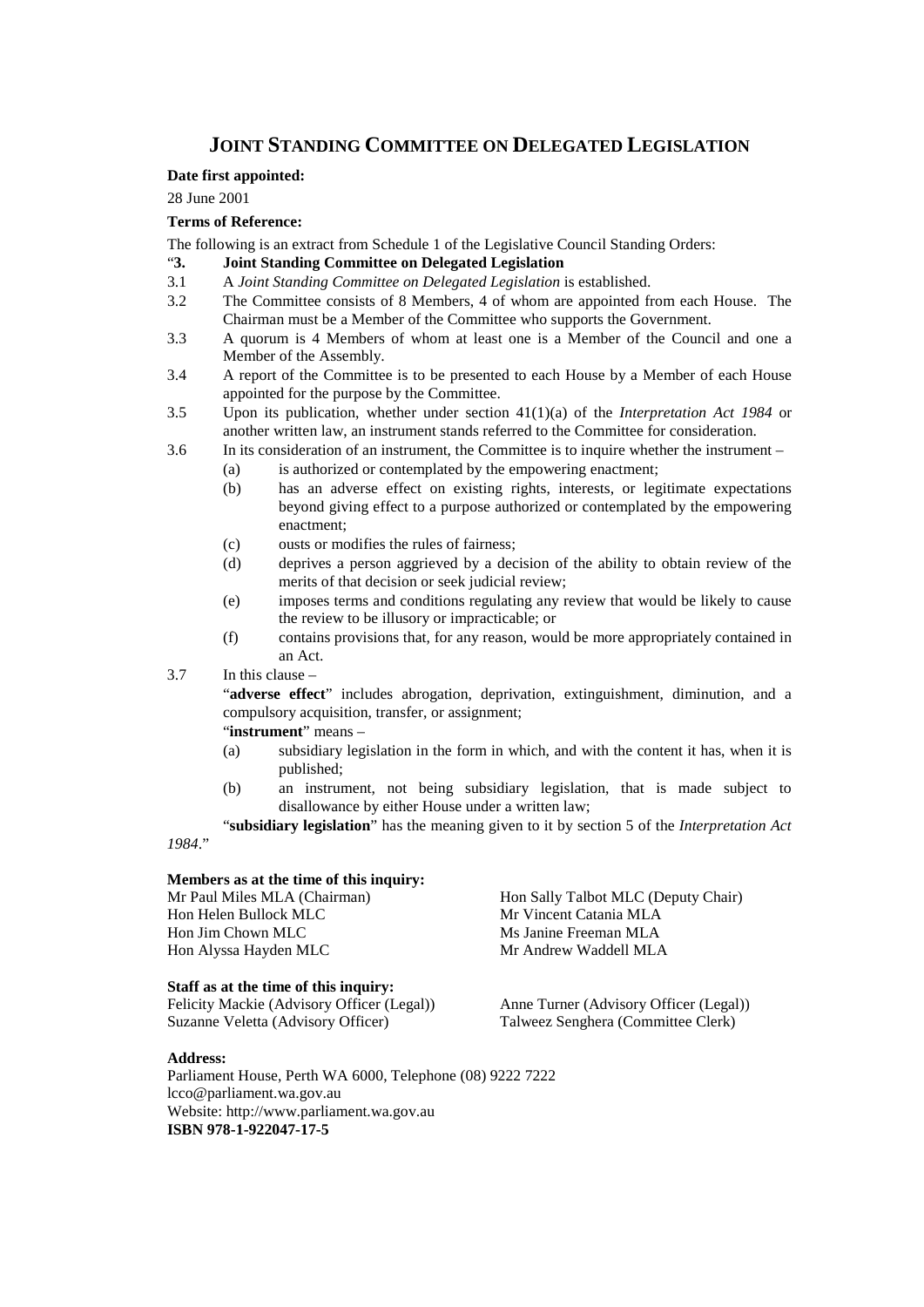# JOINT STANDING COMMITTEE ON DELEGATED LEGISLATION

**Date first appointed:**

28 June 2001

**Terms of Reference:**

The following is an extract from Schedule 1 of the Legislative Council Standing Orders:

"**3. Joint Standing Committee on Delegated Legislation**

3.1 A *Joint Standing Committee on Delegated Legislation* is established.

3.2 The Committee consists of 8 Members, 4 of whom are appointed from each House. The Chairman must be a Member of the Committee who supports the Government.

3.3 A quorum is 4 Members of whom at least one is a Member of the Council and one a Member of the Assembly.

3.4 A report of the Committee is to be presented to each House by a Member of each House appointed for the purpose by the Committee.

3.5 Upon its publication, whether under section 41(1)(a) of the *Interpretation Act 1984* or another written law, an instrument stands referred to the Committee for consideration.

3.6 In its consideration of an instrument, the Committee is to inquire whether the instrument –

- (a) is authorized or contemplated by the empowering enactment;
- (b) has an adverse effect on existing rights, interests, or legitimate expectations beyond giving effect to a purpose authorized or contemplated by the empowering enactment;
- (c) ousts or modifies the rules of fairness;
- (d) deprives a person aggrieved by a decision of the ability to obtain review of the merits of that decision or seek judicial review;
- (e) imposes terms and conditions regulating any review that would be likely to cause the review to be illusory or impracticable; or
- (f) contains provisions that, for any reason, would be more appropriately contained in an Act.

3.7 In this clause –

"**adverse effect**" includes abrogation, deprivation, extinguishment, diminution, and a compulsory acquisition, transfer, or assignment;

"**instrument**" means –

- (a) subsidiary legislation in the form in which, and with the content it has, when it is published;
- (b) an instrument, not being subsidiary legislation, that is made subject to disallowance by either House under a written law;

"**subsidiary legislation**" has the meaning given to it by section 5 of the *Interpretation Act 1984*."

**Members as at the time of this inquiry:**

Mr Paul Miles MLA (Chairman)
Hon Helen Bullock MLC
Hon Jim Chown MLC
Hon Alyssa Hayden MLC
Hon Sally Talbot MLC (Deputy Chair)
Mr Vincent Catania MLA
Ms Janine Freeman MLA
Mr Andrew Waddell MLA

**Staff as at the time of this inquiry:**

Felicity Mackie (Advisory Officer (Legal))
Suzanne Veletta (Advisory Officer)
Anne Turner (Advisory Officer (Legal))
Talweez Senghera (Committee Clerk)

**Address:**

Parliament House, Perth WA 6000, Telephone (08) 9222 7222
lcco@parliament.wa.gov.au
Website: http://www.parliament.wa.gov.au
**ISBN 978-1-922047-17-5**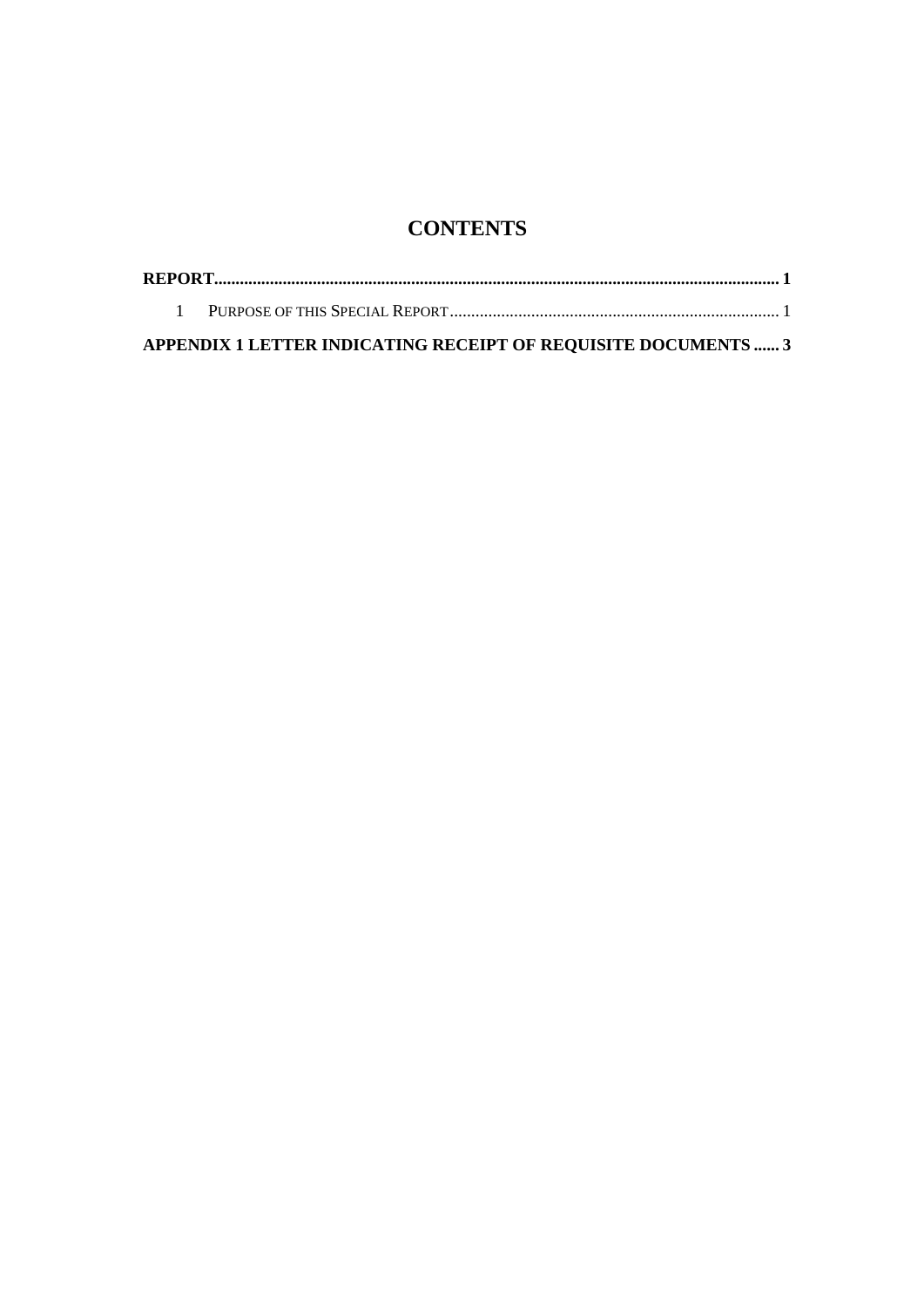# CONTENTS

**REPORT** ........................................................................................................................ **1**

1 PURPOSE OF THIS SPECIAL REPORT ........................................................................... 1

**APPENDIX 1 LETTER INDICATING RECEIPT OF REQUISITE DOCUMENTS** ...... **3**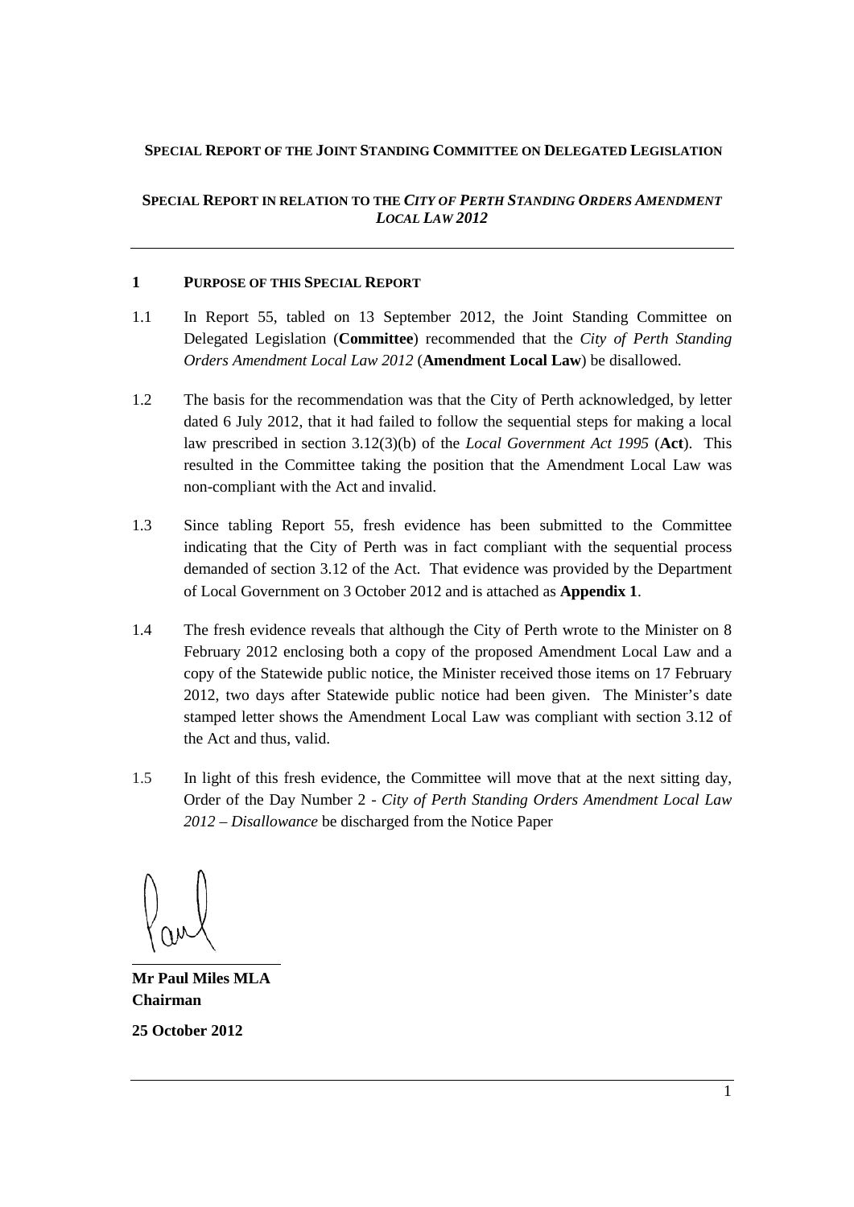**SPECIAL REPORT OF THE JOINT STANDING COMMITTEE ON DELEGATED LEGISLATION**

**SPECIAL REPORT IN RELATION TO THE *CITY OF PERTH STANDING ORDERS AMENDMENT LOCAL LAW 2012***

## 1 PURPOSE OF THIS SPECIAL REPORT

1.1 In Report 55, tabled on 13 September 2012, the Joint Standing Committee on Delegated Legislation (**Committee**) recommended that the *City of Perth Standing Orders Amendment Local Law 2012* (**Amendment Local Law**) be disallowed.

1.2 The basis for the recommendation was that the City of Perth acknowledged, by letter dated 6 July 2012, that it had failed to follow the sequential steps for making a local law prescribed in section 3.12(3)(b) of the *Local Government Act 1995* (**Act**). This resulted in the Committee taking the position that the Amendment Local Law was non-compliant with the Act and invalid.

1.3 Since tabling Report 55, fresh evidence has been submitted to the Committee indicating that the City of Perth was in fact compliant with the sequential process demanded of section 3.12 of the Act. That evidence was provided by the Department of Local Government on 3 October 2012 and is attached as **Appendix 1**.

1.4 The fresh evidence reveals that although the City of Perth wrote to the Minister on 8 February 2012 enclosing both a copy of the proposed Amendment Local Law and a copy of the Statewide public notice, the Minister received those items on 17 February 2012, two days after Statewide public notice had been given. The Minister's date stamped letter shows the Amendment Local Law was compliant with section 3.12 of the Act and thus, valid.

1.5 In light of this fresh evidence, the Committee will move that at the next sitting day, Order of the Day Number 2 - *City of Perth Standing Orders Amendment Local Law 2012 – Disallowance* be discharged from the Notice Paper

**Mr Paul Miles MLA**
**Chairman**

**25 October 2012**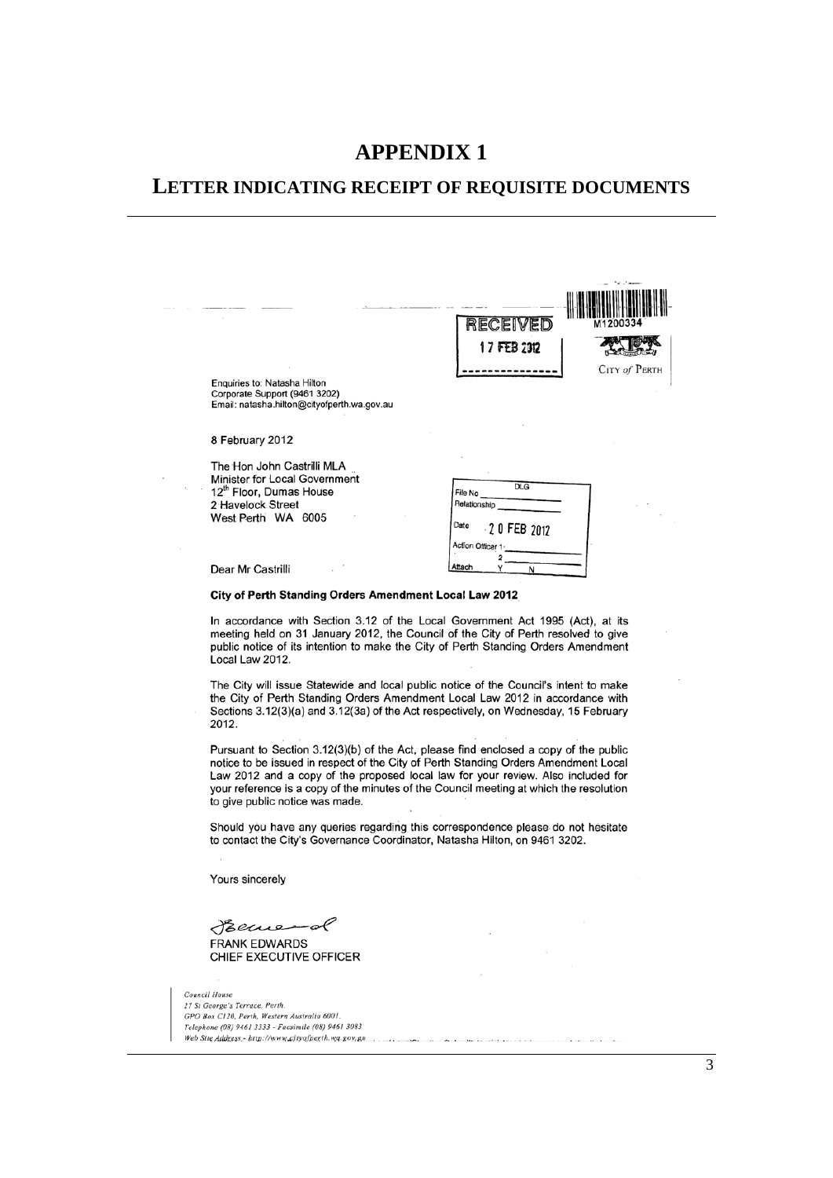# APPENDIX 1

## LETTER INDICATING RECEIPT OF REQUISITE DOCUMENTS

RECEIVED
17 FEB 2012

M1200334

CITY *of* PERTH

Enquiries to: Natasha Hilton
Corporate Support (9461 3202)
Email: natasha.hilton@cityofperth.wa.gov.au

8 February 2012

The Hon John Castrilli MLA
Minister for Local Government
12th Floor, Dumas House
2 Havelock Street
West Perth WA 6005

File No DLG
Relationship
Date 20 FEB 2012
Action Officer 1: 2
Attach Y N

Dear Mr Castrilli

**City of Perth Standing Orders Amendment Local Law 2012**

In accordance with Section 3.12 of the Local Government Act 1995 (Act), at its meeting held on 31 January 2012, the Council of the City of Perth resolved to give public notice of its intention to make the City of Perth Standing Orders Amendment Local Law 2012.

The City will issue Statewide and local public notice of the Council's intent to make the City of Perth Standing Orders Amendment Local Law 2012 in accordance with Sections 3.12(3)(a) and 3.12(3a) of the Act respectively, on Wednesday, 15 February 2012.

Pursuant to Section 3.12(3)(b) of the Act, please find enclosed a copy of the public notice to be issued in respect of the City of Perth Standing Orders Amendment Local Law 2012 and a copy of the proposed local law for your review. Also included for your reference is a copy of the minutes of the Council meeting at which the resolution to give public notice was made.

Should you have any queries regarding this correspondence please do not hesitate to contact the City's Governance Coordinator, Natasha Hilton, on 9461 3202.

Yours sincerely

FRANK EDWARDS
CHIEF EXECUTIVE OFFICER

*Council House*
*27 St George's Terrace, Perth.*
*GPO Box C120, Perth, Western Australia 6001.*
*Telephone (08) 9461 3333 - Facsimile (08) 9461 3083*
*Web Site Address - http://www.cityofperth.wa.gov.au*